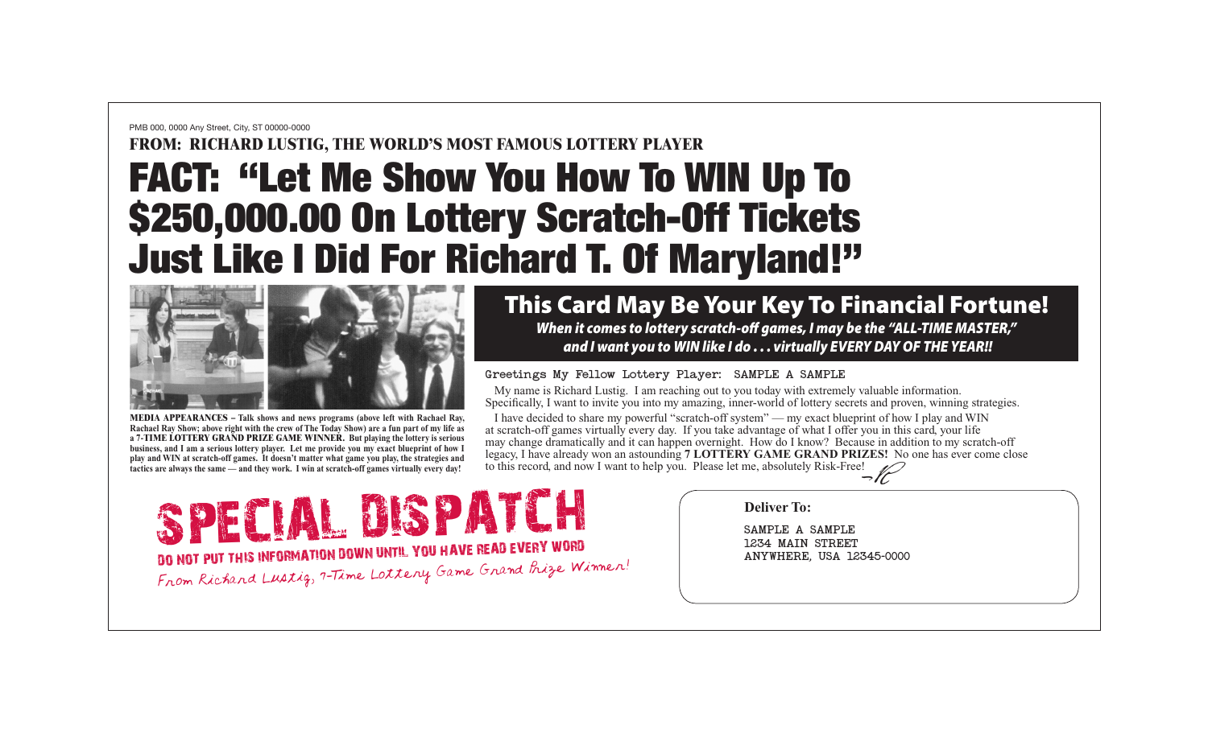PMB 000, 0000 Any Street, City, ST 00000-0000

**FROM: RICHARD LUSTIG, THE WORLD'S MOST FAMOUS LOTTERY PLAYER**

# FACT: "Let Me Show You How To WIN Up To $250,000.00 On Lottery Scratch-Off Tickets Just Like I Did For Richard T. Of Maryland!"

**MEDIA APPEARANCES – Talk shows and news programs (above left with Rachael Ray, Rachael Ray Show; above right with the crew of The Today Show) are a fun part of my life as a 7-TIME LOTTERY GRAND PRIZE GAME WINNER. But playing the lottery is serious business, and I am a serious lottery player. Let me provide you my exact blueprint of how I play and WIN at scratch-off games. It doesn't matter what game you play, the strategies and tactics are always the same — and they work. I win at scratch-off games virtually every day!**

## This Card May Be Your Key To Financial Fortune!

***When it comes to lottery scratch-off games, I may be the "ALL-TIME MASTER," and I want you to WIN like I do . . . virtually EVERY DAY OF THE YEAR!!***

Greetings My Fellow Lottery Player: SAMPLE A SAMPLE

My name is Richard Lustig. I am reaching out to you today with extremely valuable information. Specifically, I want to invite you into my amazing, inner-world of lottery secrets and proven, winning strategies.

I have decided to share my powerful "scratch-off system" — my exact blueprint of how I play and WIN at scratch-off games virtually every day. If you take advantage of what I offer you in this card, your life may change dramatically and it can happen overnight. How do I know? Because in addition to my scratch-off legacy, I have already won an astounding **7 LOTTERY GAME GRAND PRIZES!** No one has ever come close to this record, and now I want to help you. Please let me, absolutely Risk-Free!

–RL

# SPECIAL DISPATCH

**DO NOT PUT THIS INFORMATION DOWN UNTIL YOU HAVE READ EVERY WORD**

*From Richard Lustig, 7-Time Lottery Game Grand Prize Winner!*

**Deliver To:**

SAMPLE A SAMPLE
1234 MAIN STREET
ANYWHERE, USA 12345-0000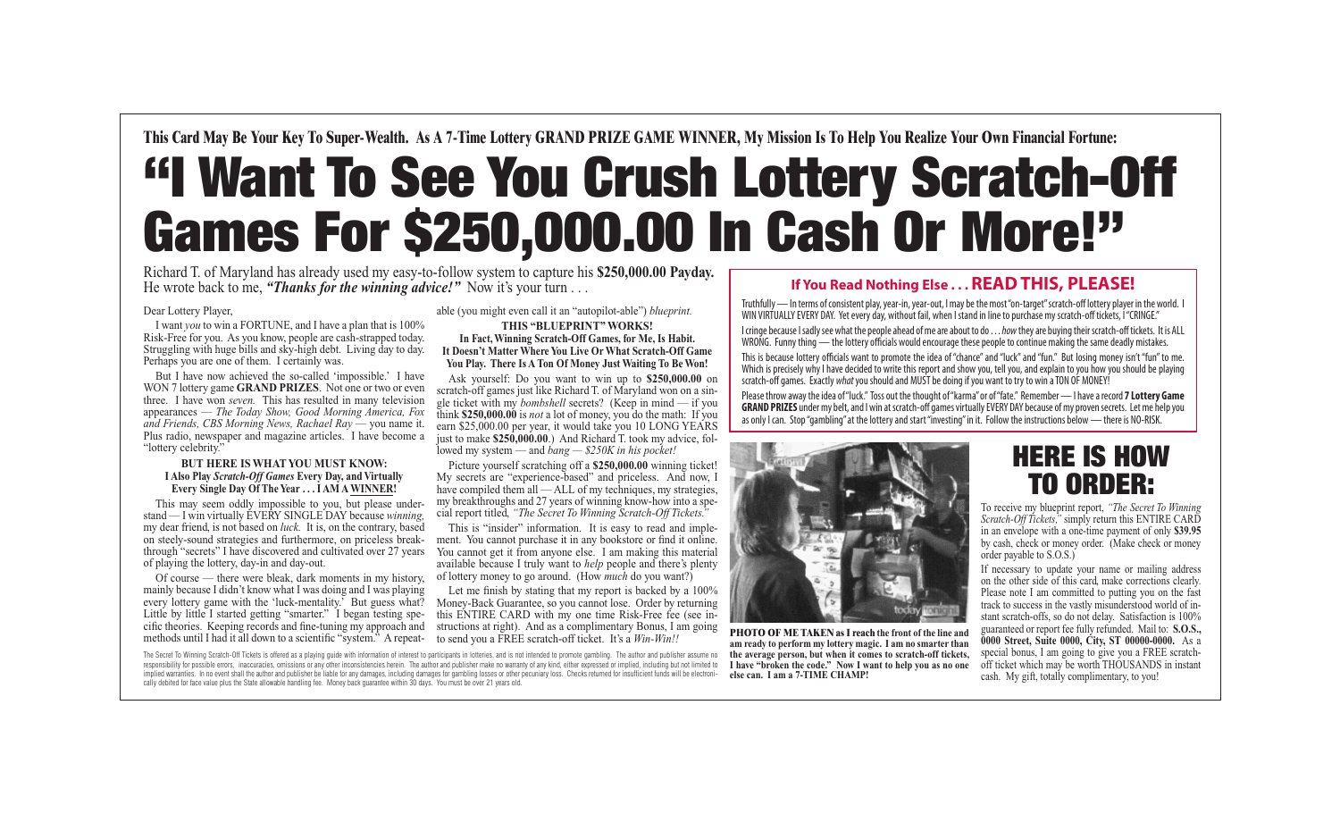**This Card May Be Your Key To Super-Wealth. As A 7-Time Lottery GRAND PRIZE GAME WINNER, My Mission Is To Help You Realize Your Own Financial Fortune:**

# "I Want To See You Crush Lottery Scratch-Off Games For $250,000.00 In Cash Or More!"

Richard T. of Maryland has already used my easy-to-follow system to capture his **$250,000.00 Payday.** He wrote back to me, ***"Thanks for the winning advice!"*** Now it's your turn . . .

Dear Lottery Player,

I want *you* to win a FORTUNE, and I have a plan that is 100% Risk-Free for you. As you know, people are cash-strapped today. Struggling with huge bills and sky-high debt. Living day to day. Perhaps you are one of them. I certainly was.

But I have now achieved the so-called 'impossible.' I have WON 7 lottery game **GRAND PRIZES**. Not one or two or even three. I have won *seven.* This has resulted in many television appearances — *The Today Show, Good Morning America, Fox and Friends, CBS Morning News, Rachael Ray* — you name it. Plus radio, newspaper and magazine articles. I have become a "lottery celebrity."

**BUT HERE IS WHAT YOU MUST KNOW: I Also Play *Scratch-Off Games* Every Day, and Virtually Every Single Day Of The Year . . . I AM A WINNER!**

This may seem oddly impossible to you, but please understand — I win virtually EVERY SINGLE DAY because *winning,* my dear friend, is not based on *luck.* It is, on the contrary, based on steely-sound strategies and furthermore, on priceless breakthrough "secrets" I have discovered and cultivated over 27 years of playing the lottery, day-in and day-out.

Of course — there were bleak, dark moments in my history, mainly because I didn't know what I was doing and I was playing every lottery game with the 'luck-mentality.' But guess what? Little by little I started getting "smarter." I began testing specific theories. Keeping records and fine-tuning my approach and methods until I had it all down to a scientific "system." A repeatable (you might even call it an "autopilot-able") *blueprint.*

**THIS "BLUEPRINT" WORKS! In Fact, Winning Scratch-Off Games, for Me, Is Habit. It Doesn't Matter Where You Live Or What Scratch-Off Game You Play. There Is A Ton Of Money Just Waiting To Be Won!**

Ask yourself: Do you want to win up to **$250,000.00** on scratch-off games just like Richard T. of Maryland won on a single ticket with my *bombshell* secrets? (Keep in mind — if you think **$250,000.00** is *not* a lot of money, you do the math: If you earn $25,000.00 per year, it would take you 10 LONG YEARS just to make **$250,000.00**.) And Richard T. took my advice, followed my system — and *bang — $250K in his pocket!*

Picture yourself scratching off a **$250,000.00** winning ticket! My secrets are "experience-based" and priceless. And now, I have compiled them all — ALL of my techniques, my strategies, my breakthroughs and 27 years of winning know-how into a special report titled, *"The Secret To Winning Scratch-Off Tickets."*

This is "insider" information. It is easy to read and implement. You cannot purchase it in any bookstore or find it online. You cannot get it from anyone else. I am making this material available because I truly want to *help* people and there's plenty of lottery money to go around. (How *much* do you want?)

Let me finish by stating that my report is backed by a 100% Money-Back Guarantee, so you cannot lose. Order by returning this ENTIRE CARD with my one time Risk-Free fee (see instructions at right). And as a complimentary Bonus, I am going to send you a FREE scratch-off ticket. It's a *Win-Win!!*

## If You Read Nothing Else . . . READ THIS, PLEASE!

Truthfully — In terms of consistent play, year-in, year-out, I may be the most "on-target" scratch-off lottery player in the world. I WIN VIRTUALLY EVERY DAY. Yet every day, without fail, when I stand in line to purchase my scratch-off tickets, I "CRINGE."

I cringe because I sadly see what the people ahead of me are about to do . . . *how* they are buying their scratch-off tickets. It is ALL WRONG. Funny thing — the lottery officials would encourage these people to continue making the same deadly mistakes.

This is because lottery officials want to promote the idea of "chance" and "luck" and "fun." But losing money isn't "fun" to me. Which is precisely why I have decided to write this report and show you, tell you, and explain to you how you should be playing scratch-off games. Exactly *what* you should and MUST be doing if you want to try to win a TON OF MONEY!

Please throw away the idea of "luck." Toss out the thought of "karma" or of "fate." Remember — I have a record **7 Lottery Game GRAND PRIZES** under my belt, and I win at scratch-off games virtually EVERY DAY because of my proven secrets. Let me help you as only I can. Stop "gambling" at the lottery and start "investing" in it. Follow the instructions below — there is NO-RISK.

**PHOTO OF ME TAKEN as I reach the front of the line and am ready to perform my lottery magic. I am no smarter than the average person, but when it comes to scratch-off tickets, I have "broken the code." Now I want to help you as no one else can. I am a 7-TIME CHAMP!**

## HERE IS HOW TO ORDER:

To receive my blueprint report, *"The Secret To Winning Scratch-Off Tickets,"* simply return this ENTIRE CARD in an envelope with a one-time payment of only **$39.95** by cash, check or money order. (Make check or money order payable to S.O.S.)

If necessary to update your name or mailing address on the other side of this card, make corrections clearly. Please note I am committed to putting you on the fast track to success in the vastly misunderstood world of instant scratch-offs, so do not delay. Satisfaction is 100% guaranteed or report fee fully refunded. Mail to: **S.O.S., 0000 Street, Suite 0000, City, ST 00000-0000.** As a special bonus, I am going to give you a FREE scratch-off ticket which may be worth THOUSANDS in instant cash. My gift, totally complimentary, to you!

The Secret To Winning Scratch-Off Tickets is offered as a playing guide with information of interest to participants in lotteries, and is not intended to promote gambling. The author and publisher assume no responsibility for possible errors, inaccuracies, omissions or any other inconsistencies herein. The author and publisher make no warranty of any kind, either expressed or implied, including but not limited to implied warranties. In no event shall the author and publisher be liable for any damages, including damages for gambling losses or other pecuniary loss. Checks returned for insufficient funds will be electronically debited for face value plus the State allowable handling fee. Money back guarantee within 30 days. You must be over 21 years old.